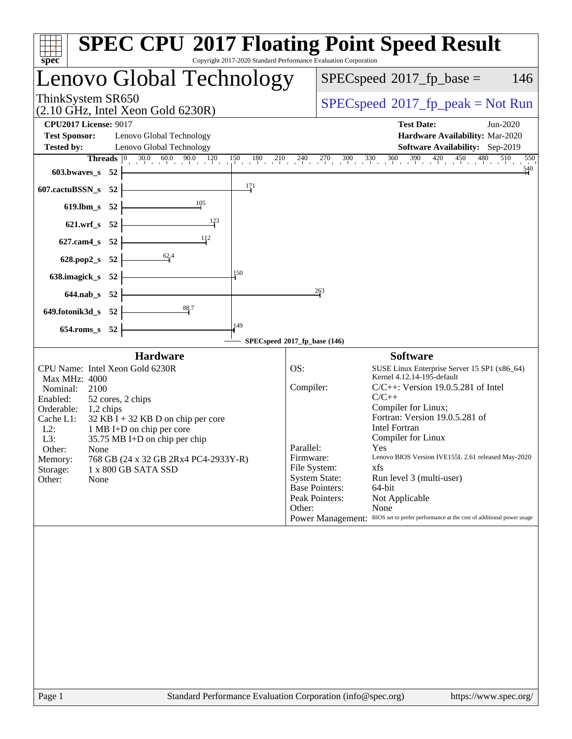# SPEC CPU 2017 Floating Point Speed Result

Copyright 2017-2020 Standard Performance Evaluation Corporation

## Lenovo Global Technology

ThinkSystem SR650
(2.10 GHz, Intel Xeon Gold 6230R)

SPECspeed 2017_fp_base = 146

SPECspeed 2017_fp_peak = Not Run

**CPU2017 License:** 9017
**Test Sponsor:** Lenovo Global Technology
**Tested by:** Lenovo Global Technology

**Test Date:** Jun-2020
**Hardware Availability:** Mar-2020
**Software Availability:** Sep-2019

| Benchmark | Threads | Base |
|---|---|---|
| 603.bwaves_s | 52 | 540 |
| 607.cactuBSSN_s | 52 | 171 |
| 619.lbm_s | 52 | 105 |
| 621.wrf_s | 52 | 123 |
| 627.cam4_s | 52 | 112 |
| 628.pop2_s | 52 | 62.4 |
| 638.imagick_s | 52 | 150 |
| 644.nab_s | 52 | 263 |
| 649.fotonik3d_s | 52 | 88.7 |
| 654.roms_s | 52 | 149 |

SPECspeed 2017_fp_base (146)

### Hardware

- CPU Name: Intel Xeon Gold 6230R
- Max MHz: 4000
- Nominal: 2100
- Enabled: 52 cores, 2 chips
- Orderable: 1,2 chips
- Cache L1: 32 KB I + 32 KB D on chip per core
- L2: 1 MB I+D on chip per core
- L3: 35.75 MB I+D on chip per chip
- Other: None
- Memory: 768 GB (24 x 32 GB 2Rx4 PC4-2933Y-R)
- Storage: 1 x 800 GB SATA SSD
- Other: None

### Software

- OS: SUSE Linux Enterprise Server 15 SP1 (x86_64) Kernel 4.12.14-195-default
- Compiler: C/C++: Version 19.0.5.281 of Intel C/C++ Compiler for Linux; Fortran: Version 19.0.5.281 of Intel Fortran Compiler for Linux
- Parallel: Yes
- Firmware: Lenovo BIOS Version IVE155L 2.61 released May-2020
- File System: xfs
- System State: Run level 3 (multi-user)
- Base Pointers: 64-bit
- Peak Pointers: Not Applicable
- Other: None
- Power Management: BIOS set to prefer performance at the cost of additional power usage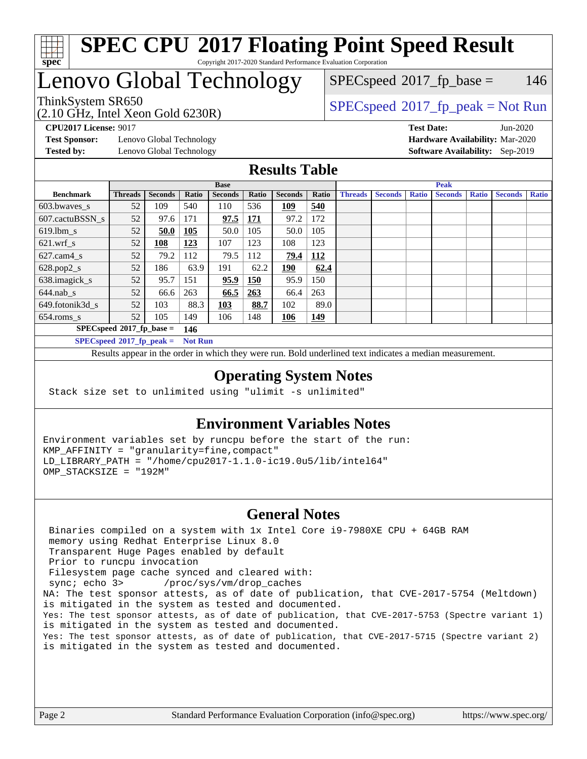# SPEC CPU 2017 Floating Point Speed Result

Copyright 2017-2020 Standard Performance Evaluation Corporation

# Lenovo Global Technology

ThinkSystem SR650
(2.10 GHz, Intel Xeon Gold 6230R)

SPECspeed 2017_fp_base = 146

SPECspeed 2017_fp_peak = Not Run

**CPU2017 License:** 9017
**Test Sponsor:** Lenovo Global Technology
**Tested by:** Lenovo Global Technology

**Test Date:** Jun-2020
**Hardware Availability:** Mar-2020
**Software Availability:** Sep-2019

## Results Table

| Benchmark | Base | | | | | | | Peak | | | | | | |
|---|---|---|---|---|---|---|---|---|---|---|---|---|---|---|
| | Threads | Seconds | Ratio | Seconds | Ratio | Seconds | Ratio | Threads | Seconds | Ratio | Seconds | Ratio | Seconds | Ratio |
| 603.bwaves_s | 52 | 109 | 540 | 110 | 536 | **109** | **540** | | | | | | | |
| 607.cactuBSSN_s | 52 | 97.6 | 171 | **97.5** | **171** | 97.2 | 172 | | | | | | | |
| 619.lbm_s | 52 | **50.0** | **105** | 50.0 | 105 | 50.0 | 105 | | | | | | | |
| 621.wrf_s | 52 | **108** | **123** | 107 | 123 | 108 | 123 | | | | | | | |
| 627.cam4_s | 52 | 79.2 | 112 | 79.5 | 112 | **79.4** | **112** | | | | | | | |
| 628.pop2_s | 52 | 186 | 63.9 | 191 | 62.2 | **190** | **62.4** | | | | | | | |
| 638.imagick_s | 52 | 95.7 | 151 | **95.9** | **150** | 95.9 | 150 | | | | | | | |
| 644.nab_s | 52 | 66.6 | 263 | **66.5** | **263** | 66.4 | 263 | | | | | | | |
| 649.fotonik3d_s | 52 | 103 | 88.3 | **103** | **88.7** | 102 | 89.0 | | | | | | | |
| 654.roms_s | 52 | 105 | 149 | 106 | 148 | **106** | **149** | | | | | | | |

**SPECspeed 2017_fp_base = 146**

**SPECspeed 2017_fp_peak = Not Run**

Results appear in the order in which they were run. Bold underlined text indicates a median measurement.

## Operating System Notes

```
Stack size set to unlimited using "ulimit -s unlimited"
```

## Environment Variables Notes

```
Environment variables set by runcpu before the start of the run:
KMP_AFFINITY = "granularity=fine,compact"
LD_LIBRARY_PATH = "/home/cpu2017-1.1.0-ic19.0u5/lib/intel64"
OMP_STACKSIZE = "192M"
```

## General Notes

```
 Binaries compiled on a system with 1x Intel Core i9-7980XE CPU + 64GB RAM
 memory using Redhat Enterprise Linux 8.0
 Transparent Huge Pages enabled by default
 Prior to runcpu invocation
 Filesystem page cache synced and cleared with:
 sync; echo 3>       /proc/sys/vm/drop_caches
NA: The test sponsor attests, as of date of publication, that CVE-2017-5754 (Meltdown)
is mitigated in the system as tested and documented.
Yes: The test sponsor attests, as of date of publication, that CVE-2017-5753 (Spectre variant 1)
is mitigated in the system as tested and documented.
Yes: The test sponsor attests, as of date of publication, that CVE-2017-5715 (Spectre variant 2)
is mitigated in the system as tested and documented.
```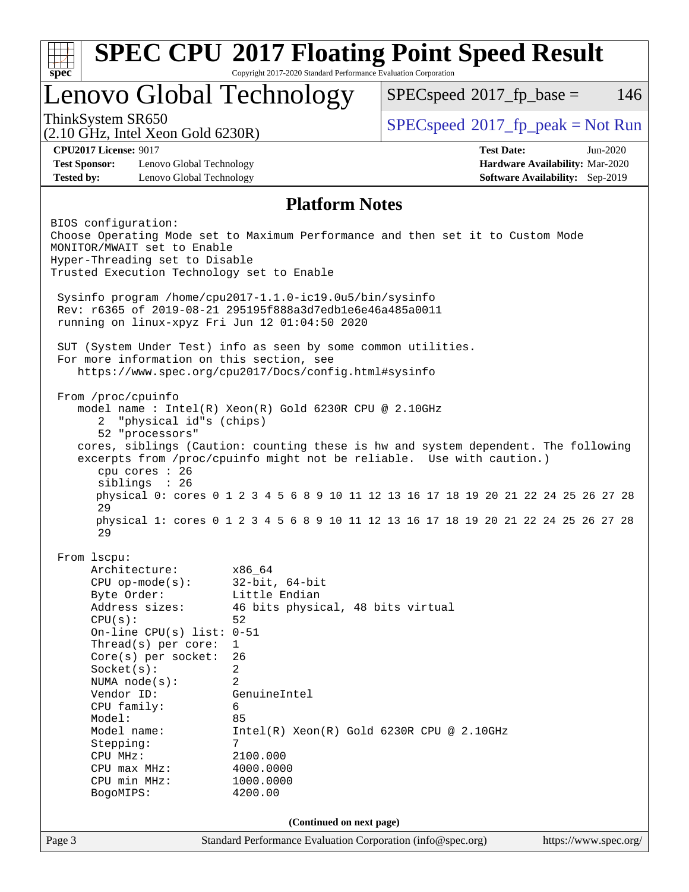# SPEC CPU 2017 Floating Point Speed Result

Copyright 2017-2020 Standard Performance Evaluation Corporation

## Lenovo Global Technology

ThinkSystem SR650
(2.10 GHz, Intel Xeon Gold 6230R)

SPECspeed 2017_fp_base = 146

SPECspeed 2017_fp_peak = Not Run

**CPU2017 License:** 9017
**Test Sponsor:** Lenovo Global Technology
**Tested by:** Lenovo Global Technology

**Test Date:** Jun-2020
**Hardware Availability:** Mar-2020
**Software Availability:** Sep-2019

### Platform Notes

```
BIOS configuration:
Choose Operating Mode set to Maximum Performance and then set it to Custom Mode
MONITOR/MWAIT set to Enable
Hyper-Threading set to Disable
Trusted Execution Technology set to Enable

 Sysinfo program /home/cpu2017-1.1.0-ic19.0u5/bin/sysinfo
 Rev: r6365 of 2019-08-21 295195f888a3d7edb1e6e46a485a0011
 running on linux-xpyz Fri Jun 12 01:04:50 2020

 SUT (System Under Test) info as seen by some common utilities.
 For more information on this section, see
    https://www.spec.org/cpu2017/Docs/config.html#sysinfo

 From /proc/cpuinfo
    model name : Intel(R) Xeon(R) Gold 6230R CPU @ 2.10GHz
       2  "physical id"s (chips)
       52 "processors"
    cores, siblings (Caution: counting these is hw and system dependent. The following
    excerpts from /proc/cpuinfo might not be reliable.  Use with caution.)
       cpu cores : 26
       siblings  : 26
       physical 0: cores 0 1 2 3 4 5 6 8 9 10 11 12 13 16 17 18 19 20 21 22 24 25 26 27 28
       29
       physical 1: cores 0 1 2 3 4 5 6 8 9 10 11 12 13 16 17 18 19 20 21 22 24 25 26 27 28
       29

 From lscpu:
      Architecture:        x86_64
      CPU op-mode(s):      32-bit, 64-bit
      Byte Order:          Little Endian
      Address sizes:       46 bits physical, 48 bits virtual
      CPU(s):              52
      On-line CPU(s) list: 0-51
      Thread(s) per core:  1
      Core(s) per socket:  26
      Socket(s):           2
      NUMA node(s):        2
      Vendor ID:           GenuineIntel
      CPU family:          6
      Model:               85
      Model name:          Intel(R) Xeon(R) Gold 6230R CPU @ 2.10GHz
      Stepping:            7
      CPU MHz:             2100.000
      CPU max MHz:         4000.0000
      CPU min MHz:         1000.0000
      BogoMIPS:            4200.00
```

**(Continued on next page)**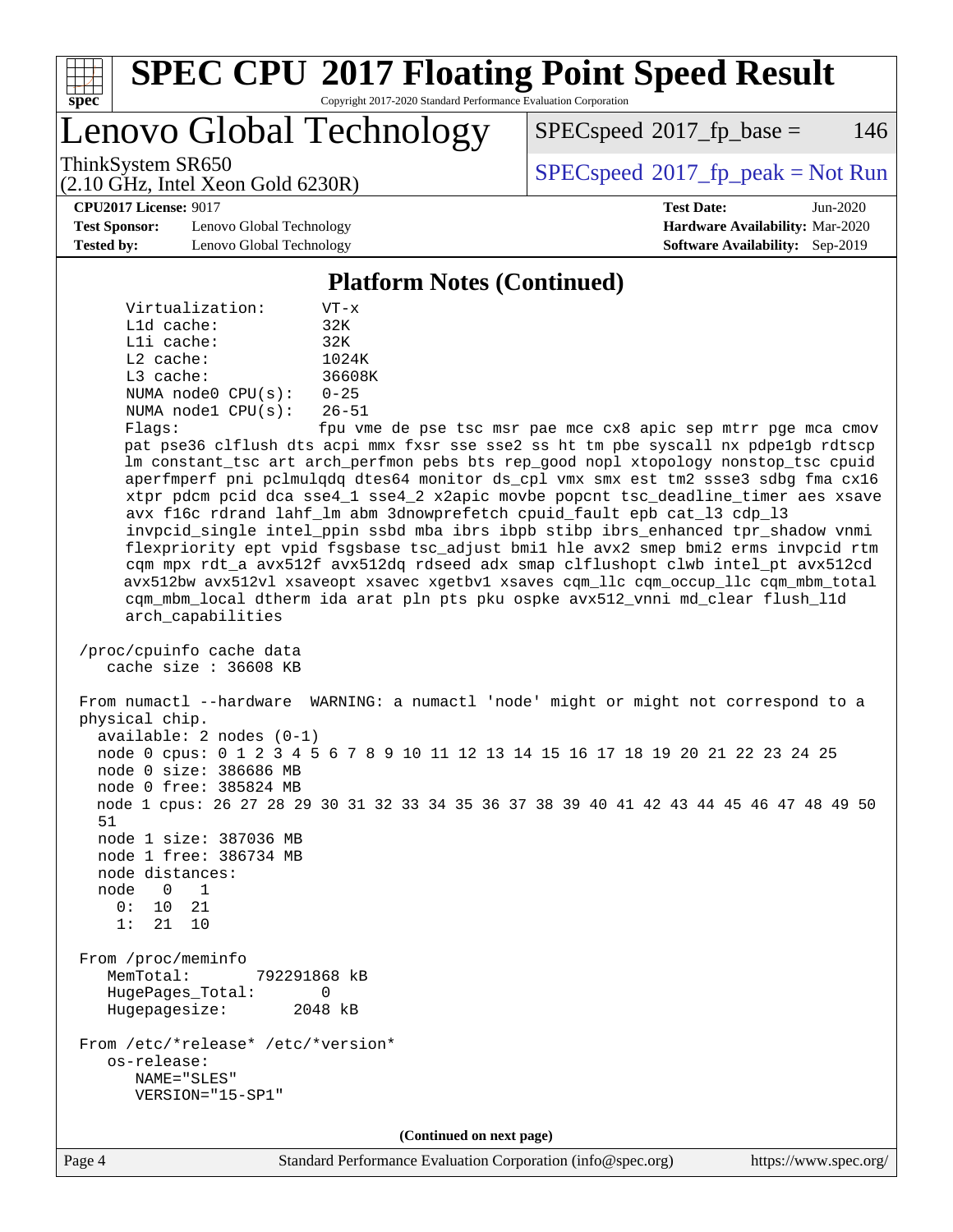## Platform Notes (Continued)

```
      Virtualization:      VT-x
      L1d cache:           32K
      L1i cache:           32K
      L2 cache:            1024K
      L3 cache:            36608K
      NUMA node0 CPU(s):   0-25
      NUMA node1 CPU(s):   26-51
      Flags:               fpu vme de pse tsc msr pae mce cx8 apic sep mtrr pge mca cmov
      pat pse36 clflush dts acpi mmx fxsr sse sse2 ss ht tm pbe syscall nx pdpe1gb rdtscp
      lm constant_tsc art arch_perfmon pebs bts rep_good nopl xtopology nonstop_tsc cpuid
      aperfmperf pni pclmulqdq dtes64 monitor ds_cpl vmx smx est tm2 ssse3 sdbg fma cx16
      xtpr pdcm pcid dca sse4_1 sse4_2 x2apic movbe popcnt tsc_deadline_timer aes xsave
      avx f16c rdrand lahf_lm abm 3dnowprefetch cpuid_fault epb cat_l3 cdp_l3
      invpcid_single intel_ppin ssbd mba ibrs ibpb stibp ibrs_enhanced tpr_shadow vnmi
      flexpriority ept vpid fsgsbase tsc_adjust bmi1 hle avx2 smep bmi2 erms invpcid rtm
      cqm mpx rdt_a avx512f avx512dq rdseed adx smap clflushopt clwb intel_pt avx512cd
      avx512bw avx512vl xsaveopt xsavec xgetbv1 xsaves cqm_llc cqm_occup_llc cqm_mbm_total
      cqm_mbm_local dtherm ida arat pln pts pku ospke avx512_vnni md_clear flush_l1d
      arch_capabilities

 /proc/cpuinfo cache data
    cache size : 36608 KB

 From numactl --hardware  WARNING: a numactl 'node' might or might not correspond to a
 physical chip.
   available: 2 nodes (0-1)
   node 0 cpus: 0 1 2 3 4 5 6 7 8 9 10 11 12 13 14 15 16 17 18 19 20 21 22 23 24 25
   node 0 size: 386686 MB
   node 0 free: 385824 MB
   node 1 cpus: 26 27 28 29 30 31 32 33 34 35 36 37 38 39 40 41 42 43 44 45 46 47 48 49 50
   51
   node 1 size: 387036 MB
   node 1 free: 386734 MB
   node distances:
   node   0   1
     0:  10  21
     1:  21  10

 From /proc/meminfo
    MemTotal:       792291868 kB
    HugePages_Total:       0
    Hugepagesize:       2048 kB

 From /etc/*release* /etc/*version*
    os-release:
       NAME="SLES"
       VERSION="15-SP1"
```

(Continued on next page)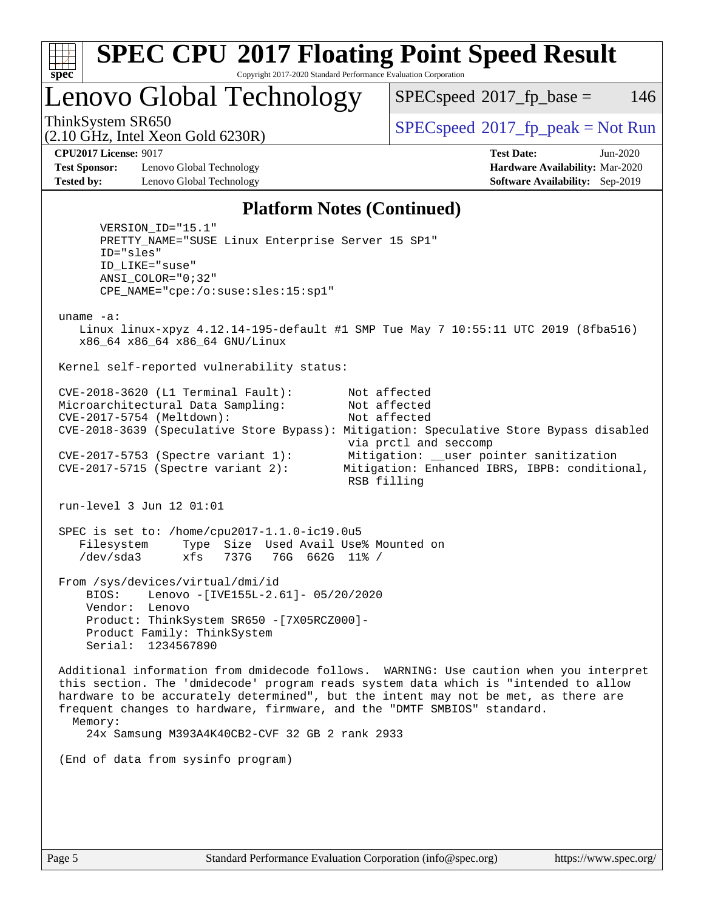# SPEC CPU 2017 Floating Point Speed Result

Copyright 2017-2020 Standard Performance Evaluation Corporation

## Lenovo Global Technology

ThinkSystem SR650
(2.10 GHz, Intel Xeon Gold 6230R)

SPECspeed 2017_fp_base = 146

SPECspeed 2017_fp_peak = Not Run

**CPU2017 License:** 9017
**Test Sponsor:** Lenovo Global Technology
**Tested by:** Lenovo Global Technology

**Test Date:** Jun-2020
**Hardware Availability:** Mar-2020
**Software Availability:** Sep-2019

### Platform Notes (Continued)

```
      VERSION_ID="15.1"
      PRETTY_NAME="SUSE Linux Enterprise Server 15 SP1"
      ID="sles"
      ID_LIKE="suse"
      ANSI_COLOR="0;32"
      CPE_NAME="cpe:/o:suse:sles:15:sp1"

 uname -a:
    Linux linux-xpyz 4.12.14-195-default #1 SMP Tue May 7 10:55:11 UTC 2019 (8fba516)
    x86_64 x86_64 x86_64 GNU/Linux

 Kernel self-reported vulnerability status:

 CVE-2018-3620 (L1 Terminal Fault):        Not affected
 Microarchitectural Data Sampling:         Not affected
 CVE-2017-5754 (Meltdown):                 Not affected
 CVE-2018-3639 (Speculative Store Bypass): Mitigation: Speculative Store Bypass disabled
                                           via prctl and seccomp
 CVE-2017-5753 (Spectre variant 1):        Mitigation: __user pointer sanitization
 CVE-2017-5715 (Spectre variant 2):        Mitigation: Enhanced IBRS, IBPB: conditional,
                                           RSB filling

 run-level 3 Jun 12 01:01

 SPEC is set to: /home/cpu2017-1.1.0-ic19.0u5
    Filesystem     Type  Size  Used Avail Use% Mounted on
    /dev/sda3      xfs   737G   76G  662G  11% /

 From /sys/devices/virtual/dmi/id
     BIOS:    Lenovo -[IVE155L-2.61]- 05/20/2020
     Vendor:  Lenovo
     Product: ThinkSystem SR650 -[7X05RCZ000]-
     Product Family: ThinkSystem
     Serial:  1234567890

 Additional information from dmidecode follows.  WARNING: Use caution when you interpret
 this section. The 'dmidecode' program reads system data which is "intended to allow
 hardware to be accurately determined", but the intent may not be met, as there are
 frequent changes to hardware, firmware, and the "DMTF SMBIOS" standard.
   Memory:
      24x Samsung M393A4K40CB2-CVF 32 GB 2 rank 2933

 (End of data from sysinfo program)
```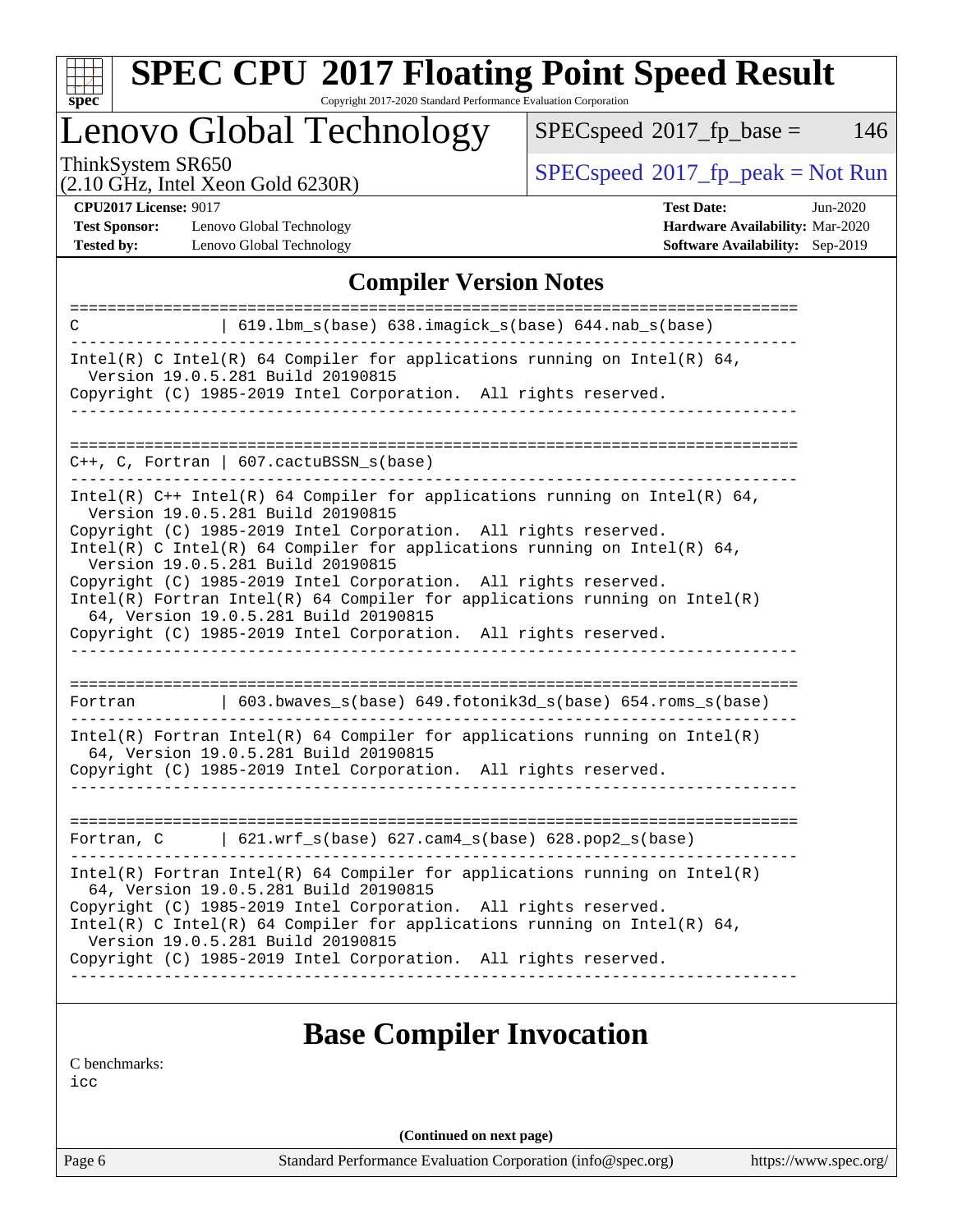# SPEC CPU 2017 Floating Point Speed Result

Copyright 2017-2020 Standard Performance Evaluation Corporation

## Lenovo Global Technology

ThinkSystem SR650
(2.10 GHz, Intel Xeon Gold 6230R)

SPECspeed 2017_fp_base = 146

SPECspeed 2017_fp_peak = Not Run

**CPU2017 License:** 9017
**Test Sponsor:** Lenovo Global Technology
**Tested by:** Lenovo Global Technology

**Test Date:** Jun-2020
**Hardware Availability:** Mar-2020
**Software Availability:** Sep-2019

### Compiler Version Notes

```
==============================================================================
C               | 619.lbm_s(base) 638.imagick_s(base) 644.nab_s(base)
------------------------------------------------------------------------------
Intel(R) C Intel(R) 64 Compiler for applications running on Intel(R) 64,
  Version 19.0.5.281 Build 20190815
Copyright (C) 1985-2019 Intel Corporation.  All rights reserved.
------------------------------------------------------------------------------

==============================================================================
C++, C, Fortran | 607.cactuBSSN_s(base)
------------------------------------------------------------------------------
Intel(R) C++ Intel(R) 64 Compiler for applications running on Intel(R) 64,
  Version 19.0.5.281 Build 20190815
Copyright (C) 1985-2019 Intel Corporation.  All rights reserved.
Intel(R) C Intel(R) 64 Compiler for applications running on Intel(R) 64,
  Version 19.0.5.281 Build 20190815
Copyright (C) 1985-2019 Intel Corporation.  All rights reserved.
Intel(R) Fortran Intel(R) 64 Compiler for applications running on Intel(R)
  64, Version 19.0.5.281 Build 20190815
Copyright (C) 1985-2019 Intel Corporation.  All rights reserved.
------------------------------------------------------------------------------

==============================================================================
Fortran         | 603.bwaves_s(base) 649.fotonik3d_s(base) 654.roms_s(base)
------------------------------------------------------------------------------
Intel(R) Fortran Intel(R) 64 Compiler for applications running on Intel(R)
  64, Version 19.0.5.281 Build 20190815
Copyright (C) 1985-2019 Intel Corporation.  All rights reserved.
------------------------------------------------------------------------------

==============================================================================
Fortran, C      | 621.wrf_s(base) 627.cam4_s(base) 628.pop2_s(base)
------------------------------------------------------------------------------
Intel(R) Fortran Intel(R) 64 Compiler for applications running on Intel(R)
  64, Version 19.0.5.281 Build 20190815
Copyright (C) 1985-2019 Intel Corporation.  All rights reserved.
Intel(R) C Intel(R) 64 Compiler for applications running on Intel(R) 64,
  Version 19.0.5.281 Build 20190815
Copyright (C) 1985-2019 Intel Corporation.  All rights reserved.
------------------------------------------------------------------------------
```

## Base Compiler Invocation

C benchmarks:
icc

**(Continued on next page)**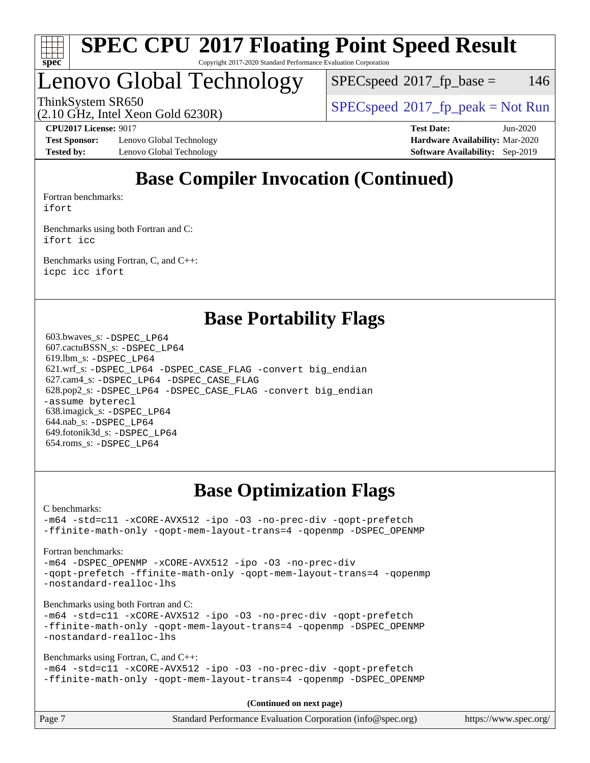# Base Compiler Invocation (Continued)

Fortran benchmarks:
`ifort`

Benchmarks using both Fortran and C:
`ifort icc`

Benchmarks using Fortran, C, and C++:
`icpc icc ifort`

# Base Portability Flags

603.bwaves_s: `-DSPEC_LP64`
607.cactuBSSN_s: `-DSPEC_LP64`
619.lbm_s: `-DSPEC_LP64`
621.wrf_s: `-DSPEC_LP64 -DSPEC_CASE_FLAG -convert big_endian`
627.cam4_s: `-DSPEC_LP64 -DSPEC_CASE_FLAG`
628.pop2_s: `-DSPEC_LP64 -DSPEC_CASE_FLAG -convert big_endian -assume byterecl`
638.imagick_s: `-DSPEC_LP64`
644.nab_s: `-DSPEC_LP64`
649.fotonik3d_s: `-DSPEC_LP64`
654.roms_s: `-DSPEC_LP64`

# Base Optimization Flags

C benchmarks:
```
-m64 -std=c11 -xCORE-AVX512 -ipo -O3 -no-prec-div -qopt-prefetch
-ffinite-math-only -qopt-mem-layout-trans=4 -qopenmp -DSPEC_OPENMP
```

Fortran benchmarks:
```
-m64 -DSPEC_OPENMP -xCORE-AVX512 -ipo -O3 -no-prec-div
-qopt-prefetch -ffinite-math-only -qopt-mem-layout-trans=4 -qopenmp
-nostandard-realloc-lhs
```

Benchmarks using both Fortran and C:
```
-m64 -std=c11 -xCORE-AVX512 -ipo -O3 -no-prec-div -qopt-prefetch
-ffinite-math-only -qopt-mem-layout-trans=4 -qopenmp -DSPEC_OPENMP
-nostandard-realloc-lhs
```

Benchmarks using Fortran, C, and C++:
```
-m64 -std=c11 -xCORE-AVX512 -ipo -O3 -no-prec-div -qopt-prefetch
-ffinite-math-only -qopt-mem-layout-trans=4 -qopenmp -DSPEC_OPENMP
```

**(Continued on next page)**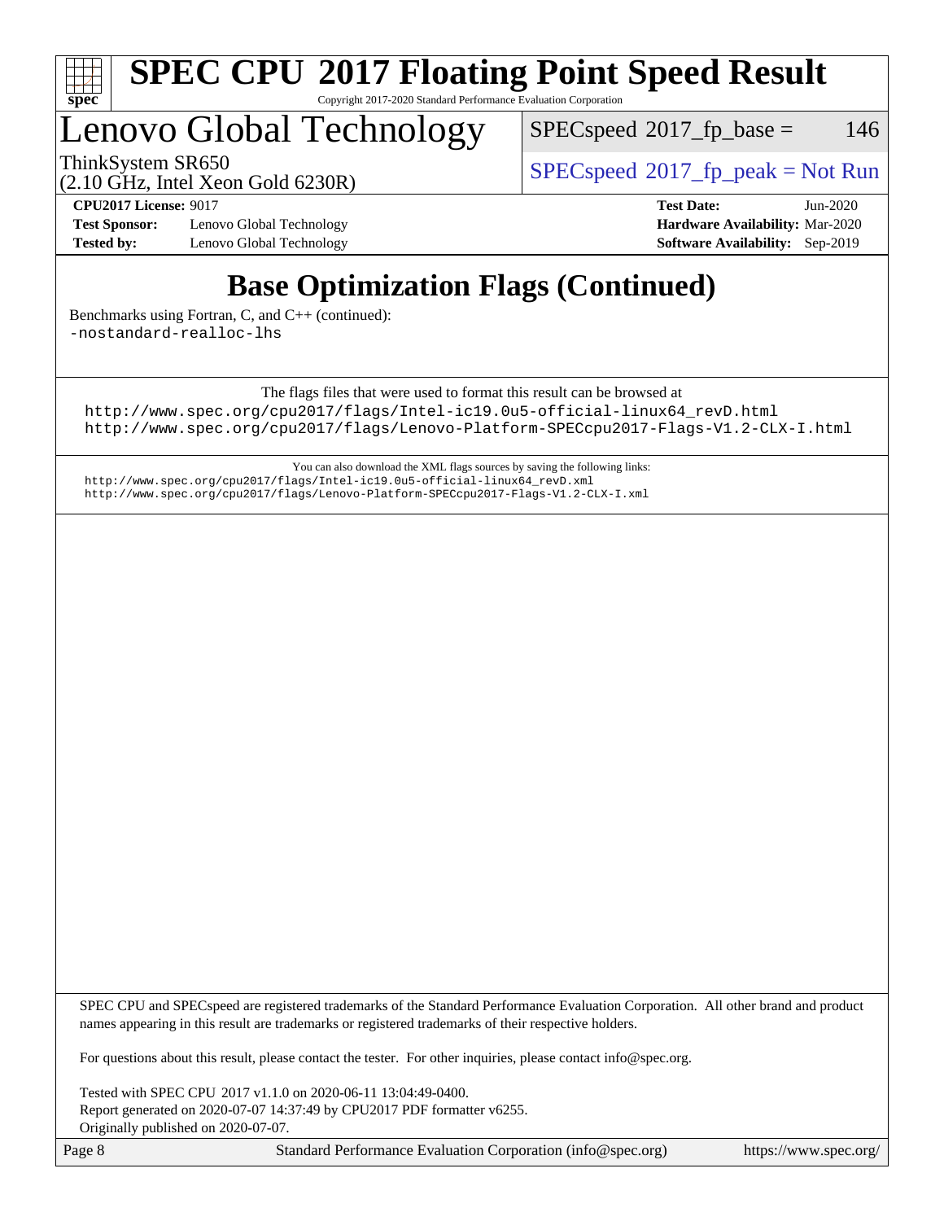# Base Optimization Flags (Continued)

Benchmarks using Fortran, C, and C++ (continued):
-nostandard-realloc-lhs

The flags files that were used to format this result can be browsed at
http://www.spec.org/cpu2017/flags/Intel-ic19.0u5-official-linux64_revD.html
http://www.spec.org/cpu2017/flags/Lenovo-Platform-SPECcpu2017-Flags-V1.2-CLX-I.html

You can also download the XML flags sources by saving the following links:
http://www.spec.org/cpu2017/flags/Intel-ic19.0u5-official-linux64_revD.xml
http://www.spec.org/cpu2017/flags/Lenovo-Platform-SPECcpu2017-Flags-V1.2-CLX-I.xml

SPEC CPU and SPECspeed are registered trademarks of the Standard Performance Evaluation Corporation. All other brand and product names appearing in this result are trademarks or registered trademarks of their respective holders.

For questions about this result, please contact the tester. For other inquiries, please contact info@spec.org.

Tested with SPEC CPU 2017 v1.1.0 on 2020-06-11 13:04:49-0400.
Report generated on 2020-07-07 14:37:49 by CPU2017 PDF formatter v6255.
Originally published on 2020-07-07.